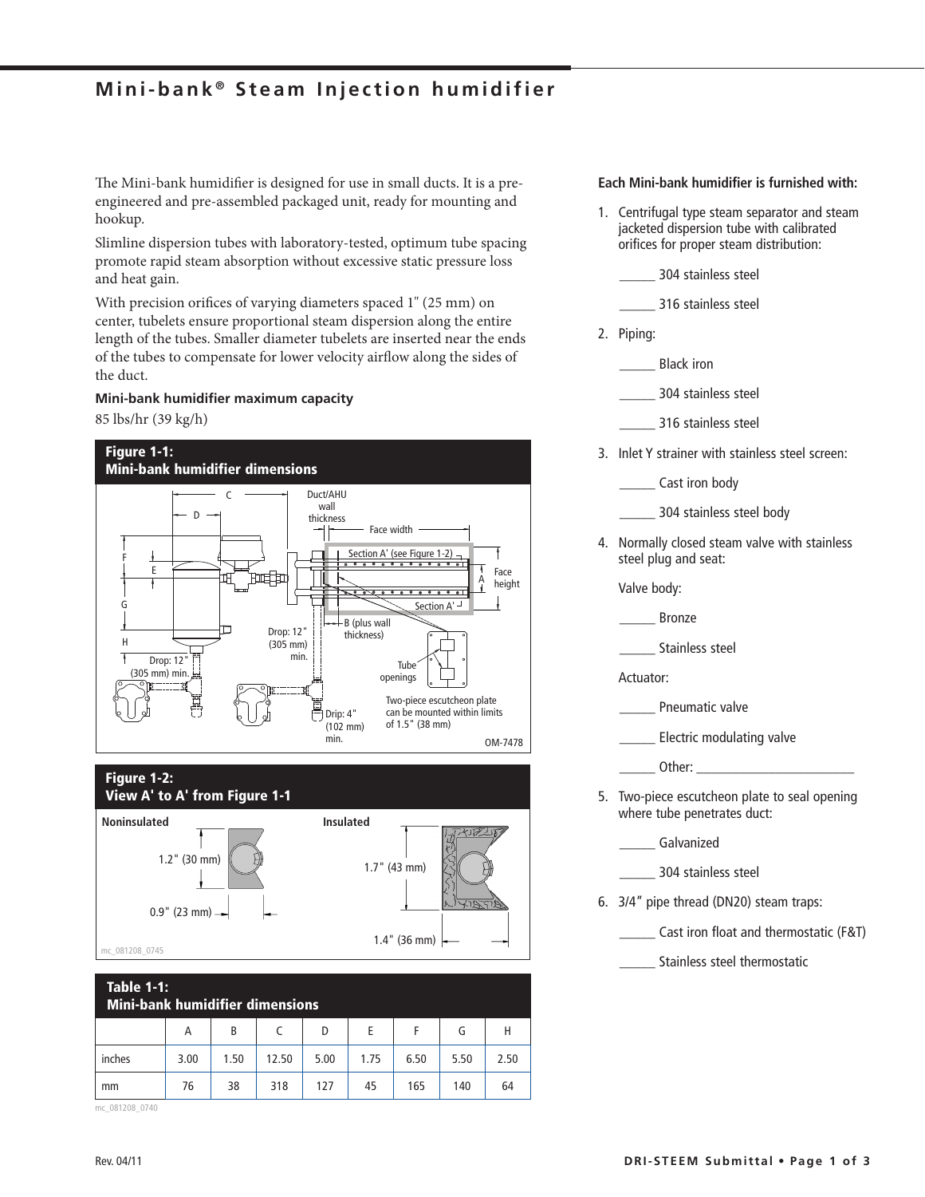# Mini-bank® Steam Injection humidifier

The Mini-bank humidifier is designed for use in small ducts. It is a pre-engineered and pre-assembled packaged unit, ready for mounting and hookup.

Slimline dispersion tubes with laboratory-tested, optimum tube spacing promote rapid steam absorption without excessive static pressure loss and heat gain.

With precision orifices of varying diameters spaced 1" (25 mm) on center, tubelets ensure proportional steam dispersion along the entire length of the tubes. Smaller diameter tubelets are inserted near the ends of the tubes to compensate for lower velocity airflow along the sides of the duct.

**Mini-bank humidifier maximum capacity**

85 lbs/hr (39 kg/h)

**Figure 1-1: Mini-bank humidifier dimensions**

**Figure 1-2: View A' to A' from Figure 1-1**

**Table 1-1: Mini-bank humidifier dimensions**

| | A | B | C | D | E | F | G | H |
|---|---|---|---|---|---|---|---|---|
| inches | 3.00 | 1.50 | 12.50 | 5.00 | 1.75 | 6.50 | 5.50 | 2.50 |
| mm | 76 | 38 | 318 | 127 | 45 | 165 | 140 | 64 |

mc_081208_0740

**Each Mini-bank humidifier is furnished with:**

1. Centrifugal type steam separator and steam jacketed dispersion tube with calibrated orifices for proper steam distribution:

   _____ 304 stainless steel

   _____ 316 stainless steel

2. Piping:

   _____ Black iron

   _____ 304 stainless steel

   _____ 316 stainless steel

3. Inlet Y strainer with stainless steel screen:

   _____ Cast iron body

   _____ 304 stainless steel body

4. Normally closed steam valve with stainless steel plug and seat:

   Valve body:

   _____ Bronze

   _____ Stainless steel

   Actuator:

   _____ Pneumatic valve

   _____ Electric modulating valve

   _____ Other: ______________________

5. Two-piece escutcheon plate to seal opening where tube penetrates duct:

   _____ Galvanized

   _____ 304 stainless steel

6. 3/4" pipe thread (DN20) steam traps:

   _____ Cast iron float and thermostatic (F&T)

   _____ Stainless steel thermostatic

Rev. 04/11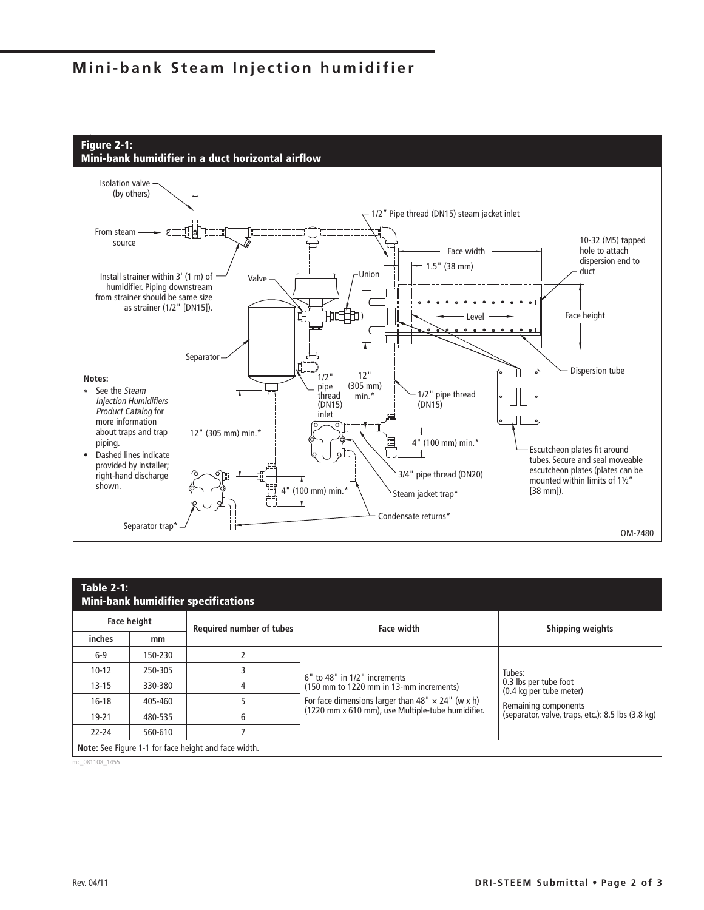# Mini-bank Steam Injection humidifier

**Figure 2-1:**
**Mini-bank humidifier in a duct horizontal airflow**

Isolation valve (by others)

From steam source

Install strainer within 3' (1 m) of humidifier. Piping downstream from strainer should be same size as strainer (1/2" [DN15]).

Valve

Union

1/2" Pipe thread (DN15) steam jacket inlet

Face width

1.5" (38 mm)

10-32 (M5) tapped hole to attach dispersion end to duct

Level

Face height

Separator

Dispersion tube

1/2" pipe thread (DN15) inlet

12" (305 mm) min.*

1/2" pipe thread (DN15)

12" (305 mm) min.*

4" (100 mm) min.*

3/4" pipe thread (DN20)

4" (100 mm) min.*

Steam jacket trap*

Escutcheon plates fit around tubes. Secure and seal moveable escutcheon plates (plates can be mounted within limits of 1½" [38 mm]).

Condensate returns*

Separator trap*

OM-7480

**Notes:**

- \* See the *Steam Injection Humidifiers Product Catalog* for more information about traps and trap piping.
- Dashed lines indicate provided by installer; right-hand discharge shown.

**Table 2-1:**
**Mini-bank humidifier specifications**

| Face height | | Required number of tubes | Face width | Shipping weights |
|---|---|---|---|---|
| inches | mm | | | |
| 6-9 | 150-230 | 2 | 6" to 48" in 1/2" increments (150 mm to 1220 mm in 13-mm increments) For face dimensions larger than 48" × 24" (w x h) (1220 mm x 610 mm), use Multiple-tube humidifier. | Tubes: 0.3 lbs per tube foot (0.4 kg per tube meter) Remaining components (separator, valve, traps, etc.): 8.5 lbs (3.8 kg) |
| 10-12 | 250-305 | 3 | | |
| 13-15 | 330-380 | 4 | | |
| 16-18 | 405-460 | 5 | | |
| 19-21 | 480-535 | 6 | | |
| 22-24 | 560-610 | 7 | | |

**Note:** See Figure 1-1 for face height and face width.

mc_081108_1455

Rev. 04/11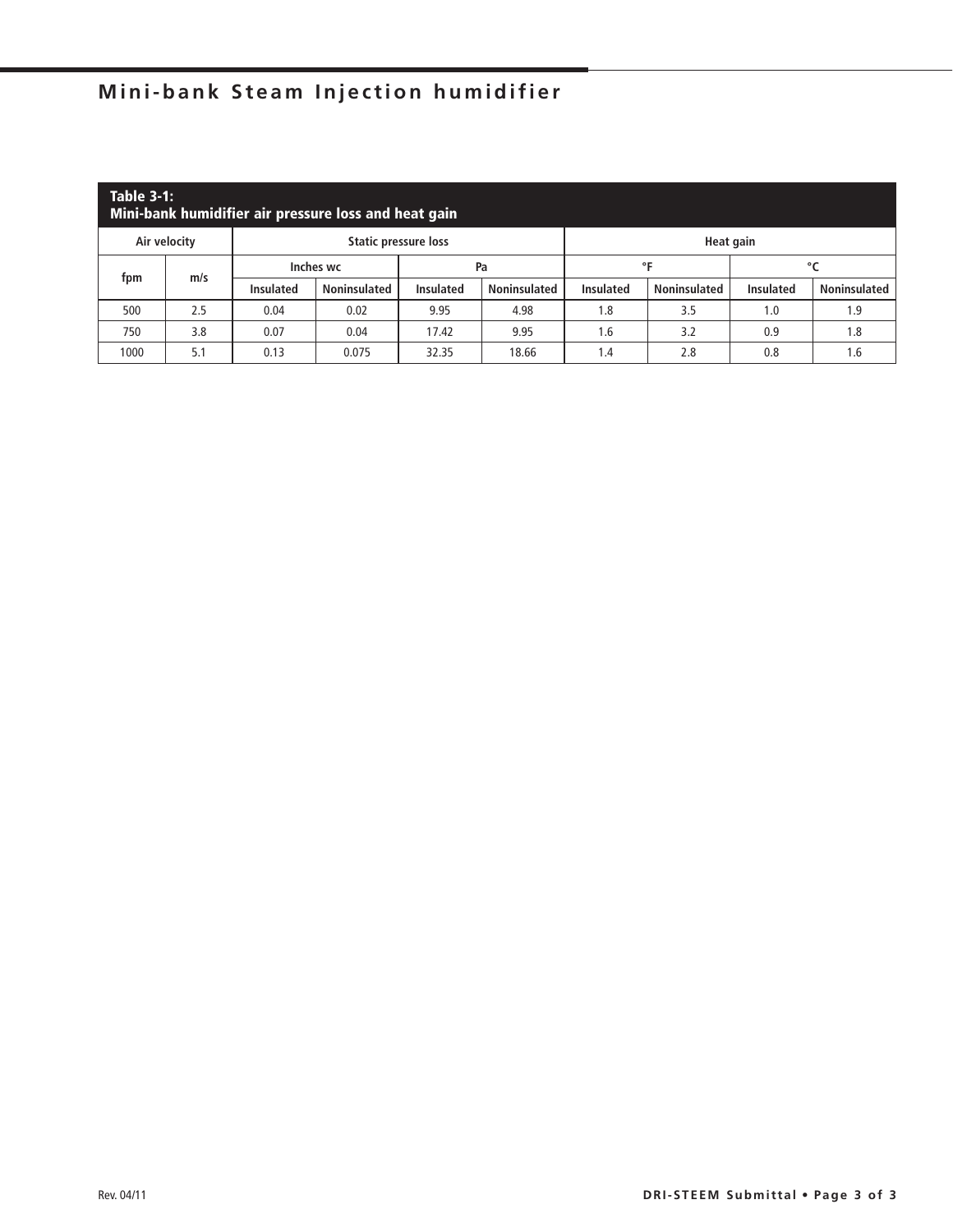# Mini-bank Steam Injection humidifier

**Table 3-1:**
**Mini-bank humidifier air pressure loss and heat gain**

| Air velocity | | Static pressure loss | | | | Heat gain | | | |
|---|---|---|---|---|---|---|---|---|---|
| fpm | m/s | Inches wc | | Pa | | °F | | °C | |
| | | Insulated | Noninsulated | Insulated | Noninsulated | Insulated | Noninsulated | Insulated | Noninsulated |
| 500 | 2.5 | 0.04 | 0.02 | 9.95 | 4.98 | 1.8 | 3.5 | 1.0 | 1.9 |
| 750 | 3.8 | 0.07 | 0.04 | 17.42 | 9.95 | 1.6 | 3.2 | 0.9 | 1.8 |
| 1000 | 5.1 | 0.13 | 0.075 | 32.35 | 18.66 | 1.4 | 2.8 | 0.8 | 1.6 |

Rev. 04/11